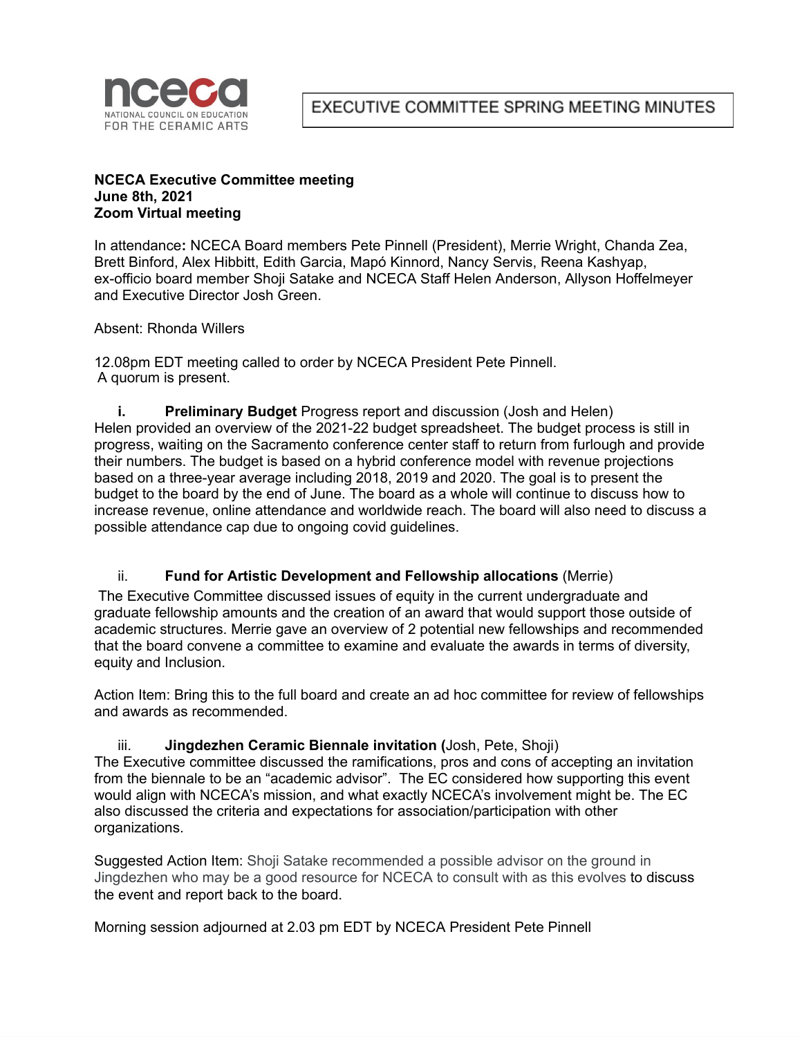**EXECUTIVE COMMITTEE SPRING MEETING MINUTES**

**NCECA Executive Committee meeting**
**June 8th, 2021**
**Zoom Virtual meeting**

In attendance**:** NCECA Board members Pete Pinnell (President), Merrie Wright, Chanda Zea, Brett Binford, Alex Hibbitt, Edith Garcia, Mapó Kinnord, Nancy Servis, Reena Kashyap, ex-officio board member Shoji Satake and NCECA Staff Helen Anderson, Allyson Hoffelmeyer and Executive Director Josh Green.

Absent: Rhonda Willers

12.08pm EDT meeting called to order by NCECA President Pete Pinnell.
A quorum is present.

**i. Preliminary Budget** Progress report and discussion (Josh and Helen)
Helen provided an overview of the 2021-22 budget spreadsheet. The budget process is still in progress, waiting on the Sacramento conference center staff to return from furlough and provide their numbers. The budget is based on a hybrid conference model with revenue projections based on a three-year average including 2018, 2019 and 2020. The goal is to present the budget to the board by the end of June. The board as a whole will continue to discuss how to increase revenue, online attendance and worldwide reach. The board will also need to discuss a possible attendance cap due to ongoing covid guidelines.

ii. **Fund for Artistic Development and Fellowship allocations** (Merrie)
The Executive Committee discussed issues of equity in the current undergraduate and graduate fellowship amounts and the creation of an award that would support those outside of academic structures. Merrie gave an overview of 2 potential new fellowships and recommended that the board convene a committee to examine and evaluate the awards in terms of diversity, equity and Inclusion.

Action Item: Bring this to the full board and create an ad hoc committee for review of fellowships and awards as recommended.

iii. **Jingdezhen Ceramic Biennale invitation (**Josh, Pete, Shoji)
The Executive committee discussed the ramifications, pros and cons of accepting an invitation from the biennale to be an "academic advisor". The EC considered how supporting this event would align with NCECA's mission, and what exactly NCECA's involvement might be. The EC also discussed the criteria and expectations for association/participation with other organizations.

Suggested Action Item: Shoji Satake recommended a possible advisor on the ground in Jingdezhen who may be a good resource for NCECA to consult with as this evolves to discuss the event and report back to the board.

Morning session adjourned at 2.03 pm EDT by NCECA President Pete Pinnell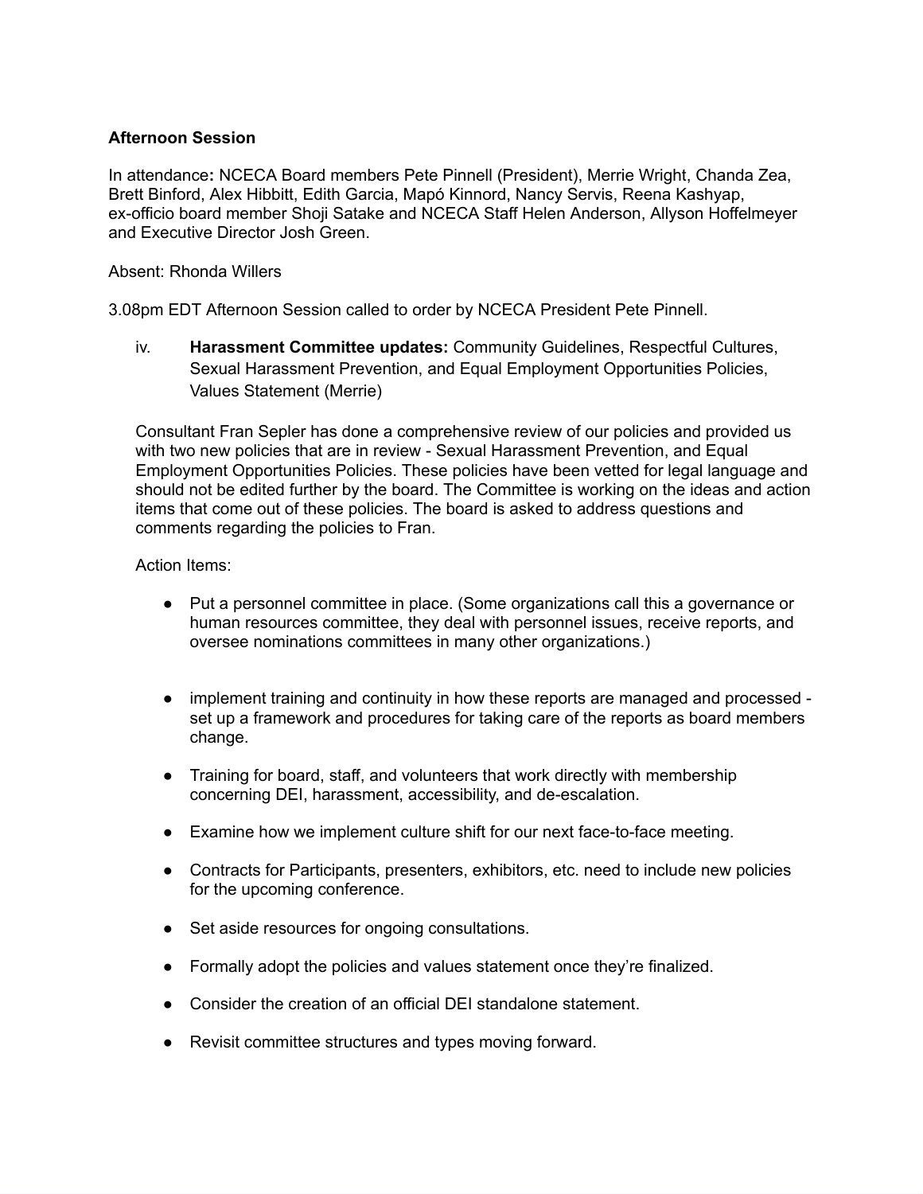**Afternoon Session**

In attendance**:** NCECA Board members Pete Pinnell (President), Merrie Wright, Chanda Zea, Brett Binford, Alex Hibbitt, Edith Garcia, Mapó Kinnord, Nancy Servis, Reena Kashyap, ex-officio board member Shoji Satake and NCECA Staff Helen Anderson, Allyson Hoffelmeyer and Executive Director Josh Green.

Absent: Rhonda Willers

3.08pm EDT Afternoon Session called to order by NCECA President Pete Pinnell.

iv. **Harassment Committee updates:** Community Guidelines, Respectful Cultures, Sexual Harassment Prevention, and Equal Employment Opportunities Policies, Values Statement (Merrie)

Consultant Fran Sepler has done a comprehensive review of our policies and provided us with two new policies that are in review - Sexual Harassment Prevention, and Equal Employment Opportunities Policies. These policies have been vetted for legal language and should not be edited further by the board. The Committee is working on the ideas and action items that come out of these policies. The board is asked to address questions and comments regarding the policies to Fran.

Action Items:

- Put a personnel committee in place. (Some organizations call this a governance or human resources committee, they deal with personnel issues, receive reports, and oversee nominations committees in many other organizations.)
- implement training and continuity in how these reports are managed and processed - set up a framework and procedures for taking care of the reports as board members change.
- Training for board, staff, and volunteers that work directly with membership concerning DEI, harassment, accessibility, and de-escalation.
- Examine how we implement culture shift for our next face-to-face meeting.
- Contracts for Participants, presenters, exhibitors, etc. need to include new policies for the upcoming conference.
- Set aside resources for ongoing consultations.
- Formally adopt the policies and values statement once they're finalized.
- Consider the creation of an official DEI standalone statement.
- Revisit committee structures and types moving forward.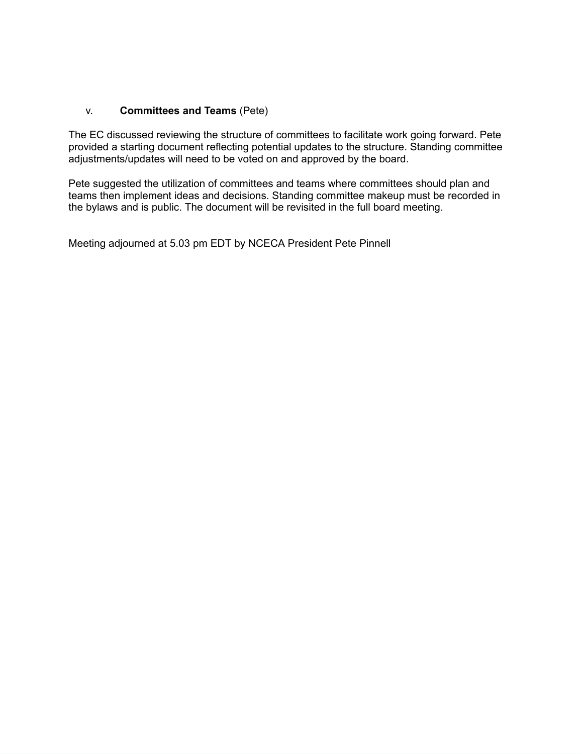v. **Committees and Teams** (Pete)

The EC discussed reviewing the structure of committees to facilitate work going forward. Pete provided a starting document reflecting potential updates to the structure. Standing committee adjustments/updates will need to be voted on and approved by the board.

Pete suggested the utilization of committees and teams where committees should plan and teams then implement ideas and decisions. Standing committee makeup must be recorded in the bylaws and is public. The document will be revisited in the full board meeting.

Meeting adjourned at 5.03 pm EDT by NCECA President Pete Pinnell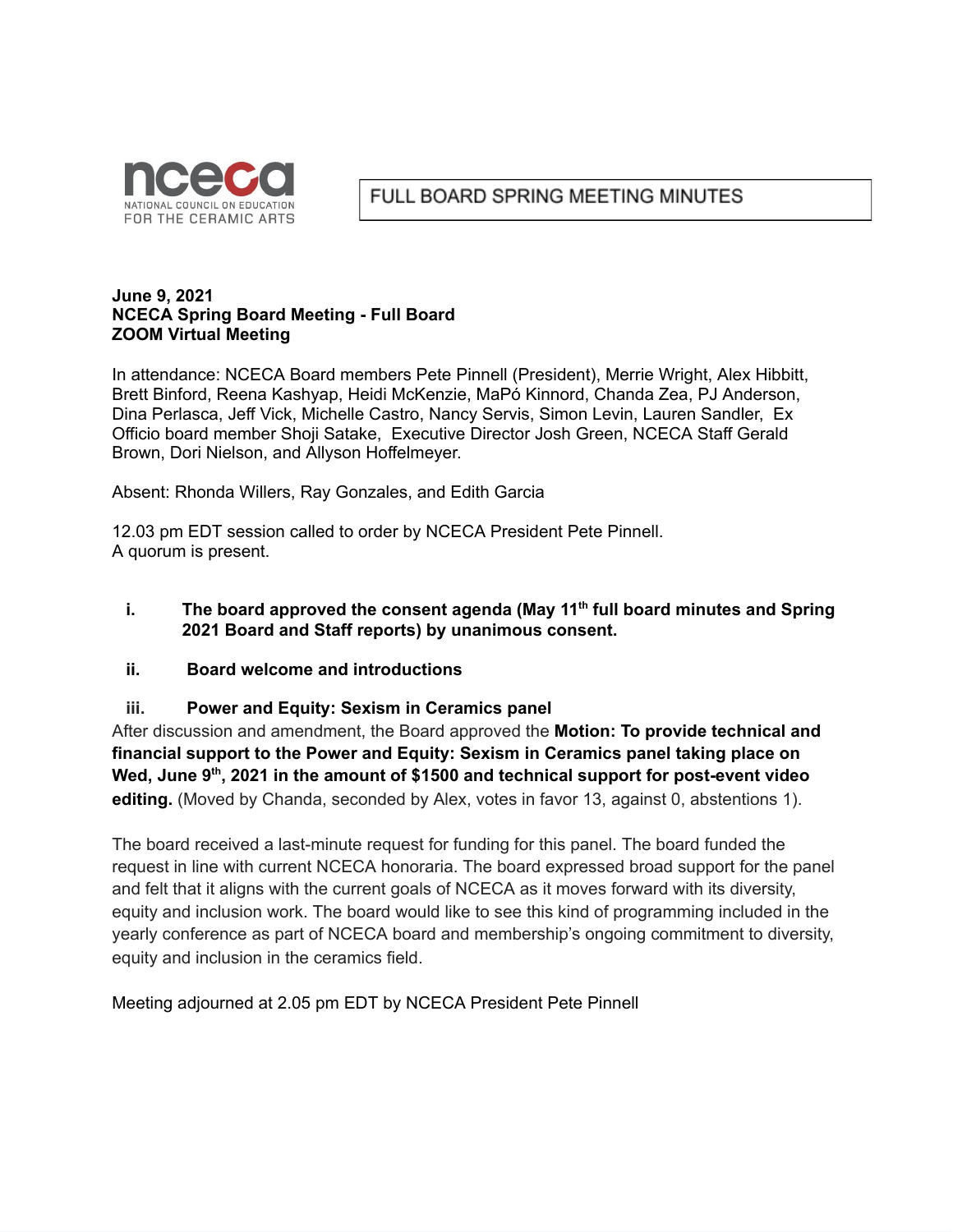NCECA — NATIONAL COUNCIL ON EDUCATION FOR THE CERAMIC ARTS

# FULL BOARD SPRING MEETING MINUTES

**June 9, 2021**
**NCECA Spring Board Meeting - Full Board**
**ZOOM Virtual Meeting**

In attendance: NCECA Board members Pete Pinnell (President), Merrie Wright, Alex Hibbitt, Brett Binford, Reena Kashyap, Heidi McKenzie, MaPó Kinnord, Chanda Zea, PJ Anderson, Dina Perlasca, Jeff Vick, Michelle Castro, Nancy Servis, Simon Levin, Lauren Sandler, Ex Officio board member Shoji Satake, Executive Director Josh Green, NCECA Staff Gerald Brown, Dori Nielson, and Allyson Hoffelmeyer.

Absent: Rhonda Willers, Ray Gonzales, and Edith Garcia

12.03 pm EDT session called to order by NCECA President Pete Pinnell.
A quorum is present.

i. **The board approved the consent agenda (May 11th full board minutes and Spring 2021 Board and Staff reports) by unanimous consent.**

ii. **Board welcome and introductions**

iii. **Power and Equity: Sexism in Ceramics panel**

After discussion and amendment, the Board approved the **Motion: To provide technical and financial support to the Power and Equity: Sexism in Ceramics panel taking place on Wed, June 9th, 2021 in the amount of $1500 and technical support for post-event video editing.** (Moved by Chanda, seconded by Alex, votes in favor 13, against 0, abstentions 1).

The board received a last-minute request for funding for this panel. The board funded the request in line with current NCECA honoraria. The board expressed broad support for the panel and felt that it aligns with the current goals of NCECA as it moves forward with its diversity, equity and inclusion work. The board would like to see this kind of programming included in the yearly conference as part of NCECA board and membership's ongoing commitment to diversity, equity and inclusion in the ceramics field.

Meeting adjourned at 2.05 pm EDT by NCECA President Pete Pinnell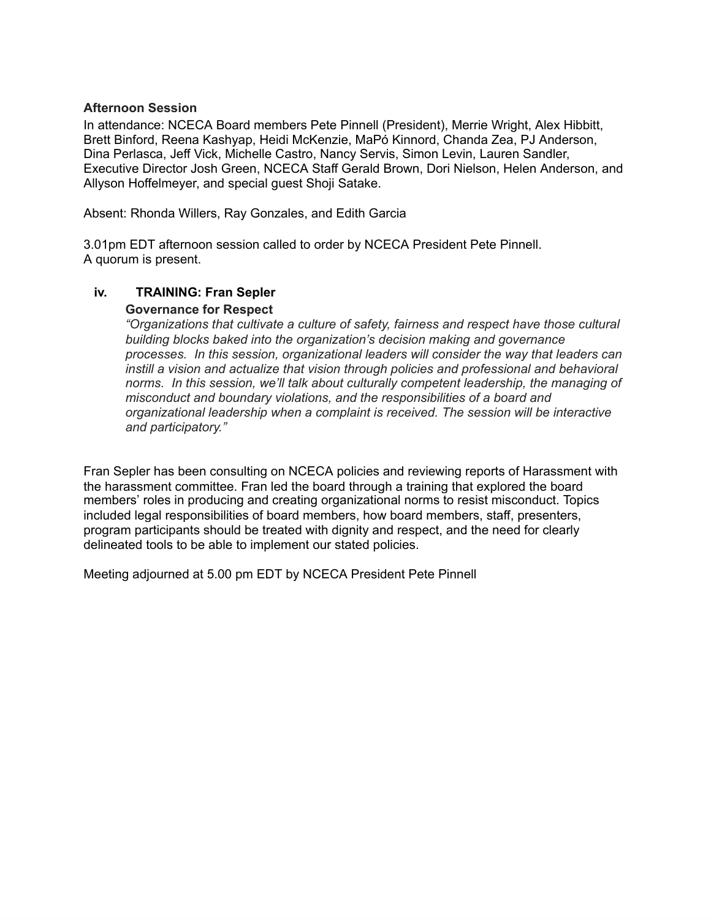**Afternoon Session**

In attendance: NCECA Board members Pete Pinnell (President), Merrie Wright, Alex Hibbitt, Brett Binford, Reena Kashyap, Heidi McKenzie, MaPó Kinnord, Chanda Zea, PJ Anderson, Dina Perlasca, Jeff Vick, Michelle Castro, Nancy Servis, Simon Levin, Lauren Sandler, Executive Director Josh Green, NCECA Staff Gerald Brown, Dori Nielson, Helen Anderson, and Allyson Hoffelmeyer, and special guest Shoji Satake.

Absent: Rhonda Willers, Ray Gonzales, and Edith Garcia

3.01pm EDT afternoon session called to order by NCECA President Pete Pinnell.
A quorum is present.

**iv. TRAINING: Fran Sepler**

**Governance for Respect**

*"Organizations that cultivate a culture of safety, fairness and respect have those cultural building blocks baked into the organization's decision making and governance processes. In this session, organizational leaders will consider the way that leaders can instill a vision and actualize that vision through policies and professional and behavioral norms. In this session, we'll talk about culturally competent leadership, the managing of misconduct and boundary violations, and the responsibilities of a board and organizational leadership when a complaint is received. The session will be interactive and participatory."*

Fran Sepler has been consulting on NCECA policies and reviewing reports of Harassment with the harassment committee. Fran led the board through a training that explored the board members' roles in producing and creating organizational norms to resist misconduct. Topics included legal responsibilities of board members, how board members, staff, presenters, program participants should be treated with dignity and respect, and the need for clearly delineated tools to be able to implement our stated policies.

Meeting adjourned at 5.00 pm EDT by NCECA President Pete Pinnell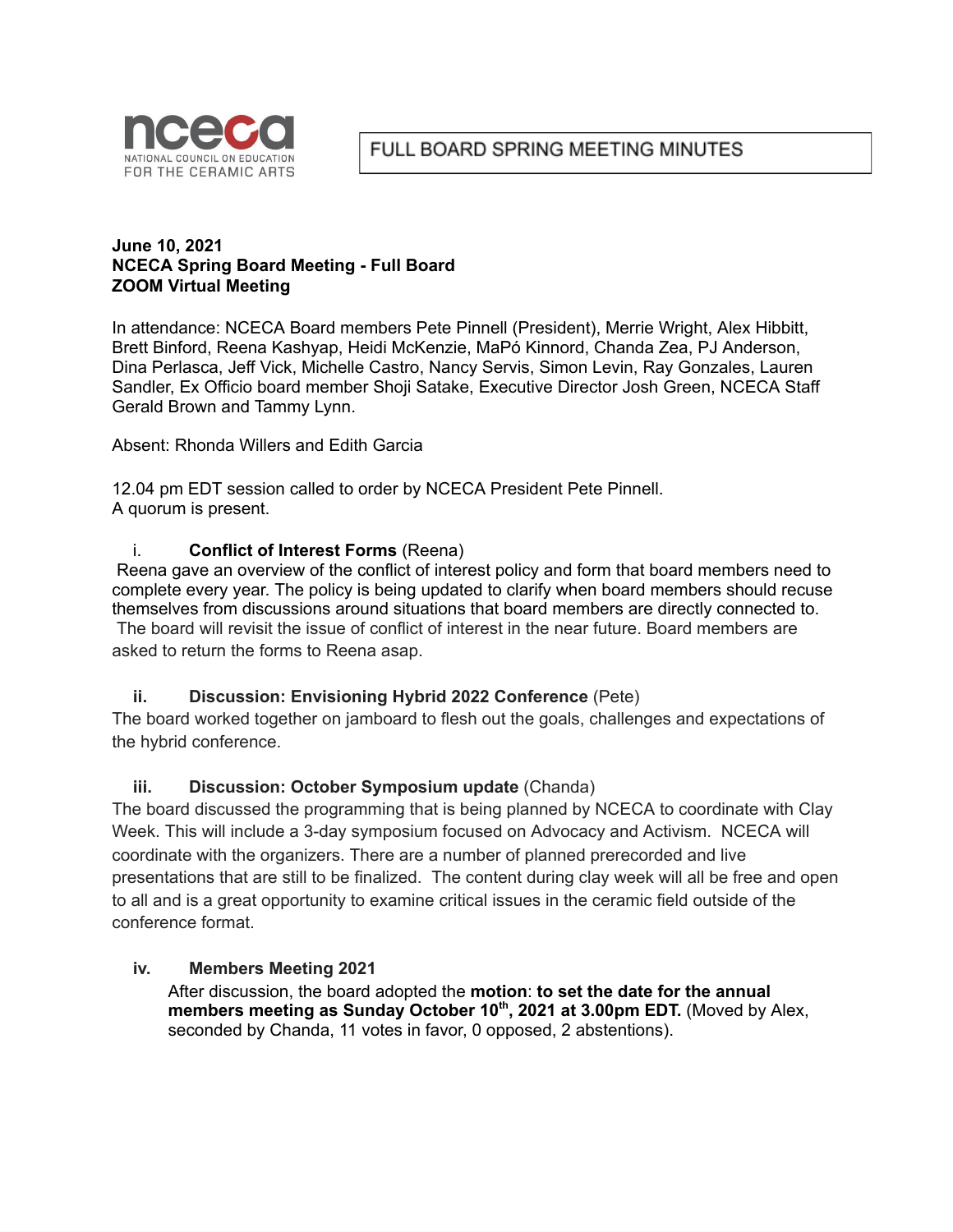# FULL BOARD SPRING MEETING MINUTES

**June 10, 2021**
**NCECA Spring Board Meeting - Full Board**
**ZOOM Virtual Meeting**

In attendance: NCECA Board members Pete Pinnell (President), Merrie Wright, Alex Hibbitt, Brett Binford, Reena Kashyap, Heidi McKenzie, MaPó Kinnord, Chanda Zea, PJ Anderson, Dina Perlasca, Jeff Vick, Michelle Castro, Nancy Servis, Simon Levin, Ray Gonzales, Lauren Sandler, Ex Officio board member Shoji Satake, Executive Director Josh Green, NCECA Staff Gerald Brown and Tammy Lynn.

Absent: Rhonda Willers and Edith Garcia

12.04 pm EDT session called to order by NCECA President Pete Pinnell.
A quorum is present.

i. **Conflict of Interest Forms** (Reena)

Reena gave an overview of the conflict of interest policy and form that board members need to complete every year. The policy is being updated to clarify when board members should recuse themselves from discussions around situations that board members are directly connected to. The board will revisit the issue of conflict of interest in the near future. Board members are asked to return the forms to Reena asap.

ii. **Discussion: Envisioning Hybrid 2022 Conference** (Pete)

The board worked together on jamboard to flesh out the goals, challenges and expectations of the hybrid conference.

iii. **Discussion: October Symposium update** (Chanda)

The board discussed the programming that is being planned by NCECA to coordinate with Clay Week. This will include a 3-day symposium focused on Advocacy and Activism. NCECA will coordinate with the organizers. There are a number of planned prerecorded and live presentations that are still to be finalized. The content during clay week will all be free and open to all and is a great opportunity to examine critical issues in the ceramic field outside of the conference format.

iv. **Members Meeting 2021**

After discussion, the board adopted the **motion**: **to set the date for the annual members meeting as Sunday October 10th, 2021 at 3.00pm EDT.** (Moved by Alex, seconded by Chanda, 11 votes in favor, 0 opposed, 2 abstentions).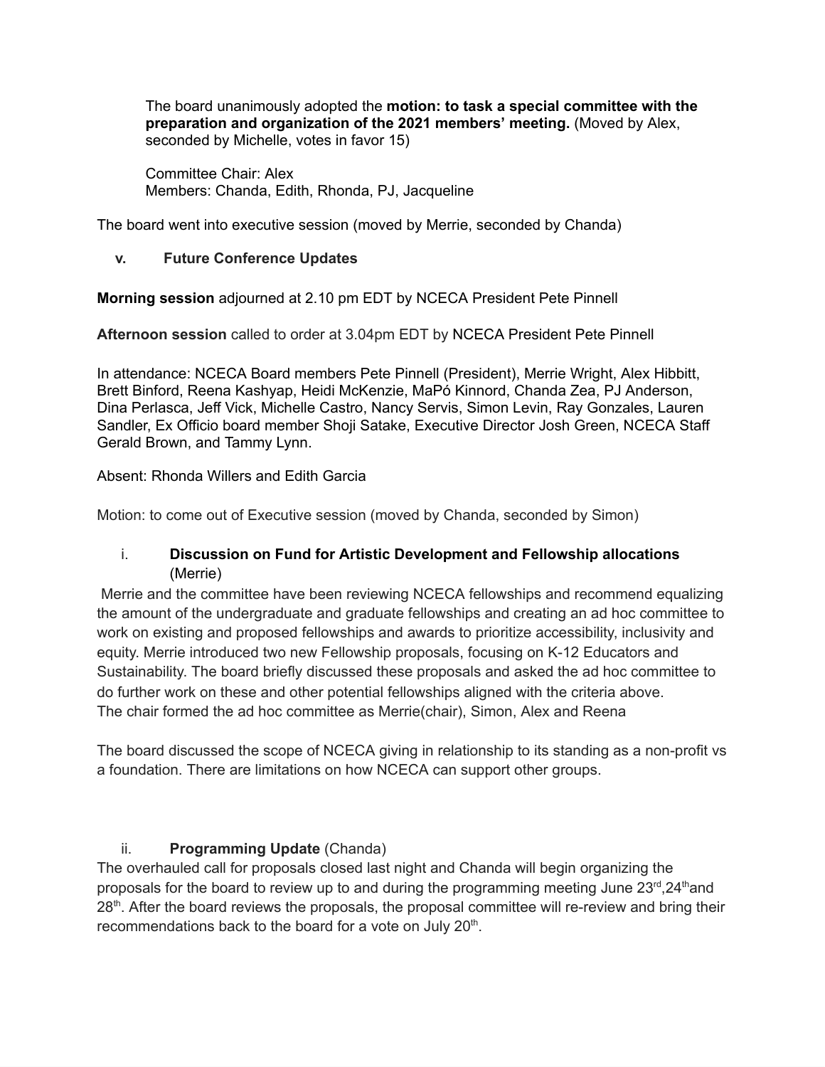The board unanimously adopted the **motion: to task a special committee with the preparation and organization of the 2021 members' meeting.** (Moved by Alex, seconded by Michelle, votes in favor 15)

Committee Chair: Alex
Members: Chanda, Edith, Rhonda, PJ, Jacqueline

The board went into executive session (moved by Merrie, seconded by Chanda)

**v. Future Conference Updates**

**Morning session** adjourned at 2.10 pm EDT by NCECA President Pete Pinnell

**Afternoon session** called to order at 3.04pm EDT by NCECA President Pete Pinnell

In attendance: NCECA Board members Pete Pinnell (President), Merrie Wright, Alex Hibbitt, Brett Binford, Reena Kashyap, Heidi McKenzie, MaPó Kinnord, Chanda Zea, PJ Anderson, Dina Perlasca, Jeff Vick, Michelle Castro, Nancy Servis, Simon Levin, Ray Gonzales, Lauren Sandler, Ex Officio board member Shoji Satake, Executive Director Josh Green, NCECA Staff Gerald Brown, and Tammy Lynn.

Absent: Rhonda Willers and Edith Garcia

Motion: to come out of Executive session (moved by Chanda, seconded by Simon)

**i. Discussion on Fund for Artistic Development and Fellowship allocations** (Merrie)

Merrie and the committee have been reviewing NCECA fellowships and recommend equalizing the amount of the undergraduate and graduate fellowships and creating an ad hoc committee to work on existing and proposed fellowships and awards to prioritize accessibility, inclusivity and equity. Merrie introduced two new Fellowship proposals, focusing on K-12 Educators and Sustainability. The board briefly discussed these proposals and asked the ad hoc committee to do further work on these and other potential fellowships aligned with the criteria above.
The chair formed the ad hoc committee as Merrie(chair), Simon, Alex and Reena

The board discussed the scope of NCECA giving in relationship to its standing as a non-profit vs a foundation. There are limitations on how NCECA can support other groups.

**ii. Programming Update** (Chanda)

The overhauled call for proposals closed last night and Chanda will begin organizing the proposals for the board to review up to and during the programming meeting June 23rd, 24th and 28th. After the board reviews the proposals, the proposal committee will re-review and bring their recommendations back to the board for a vote on July 20th.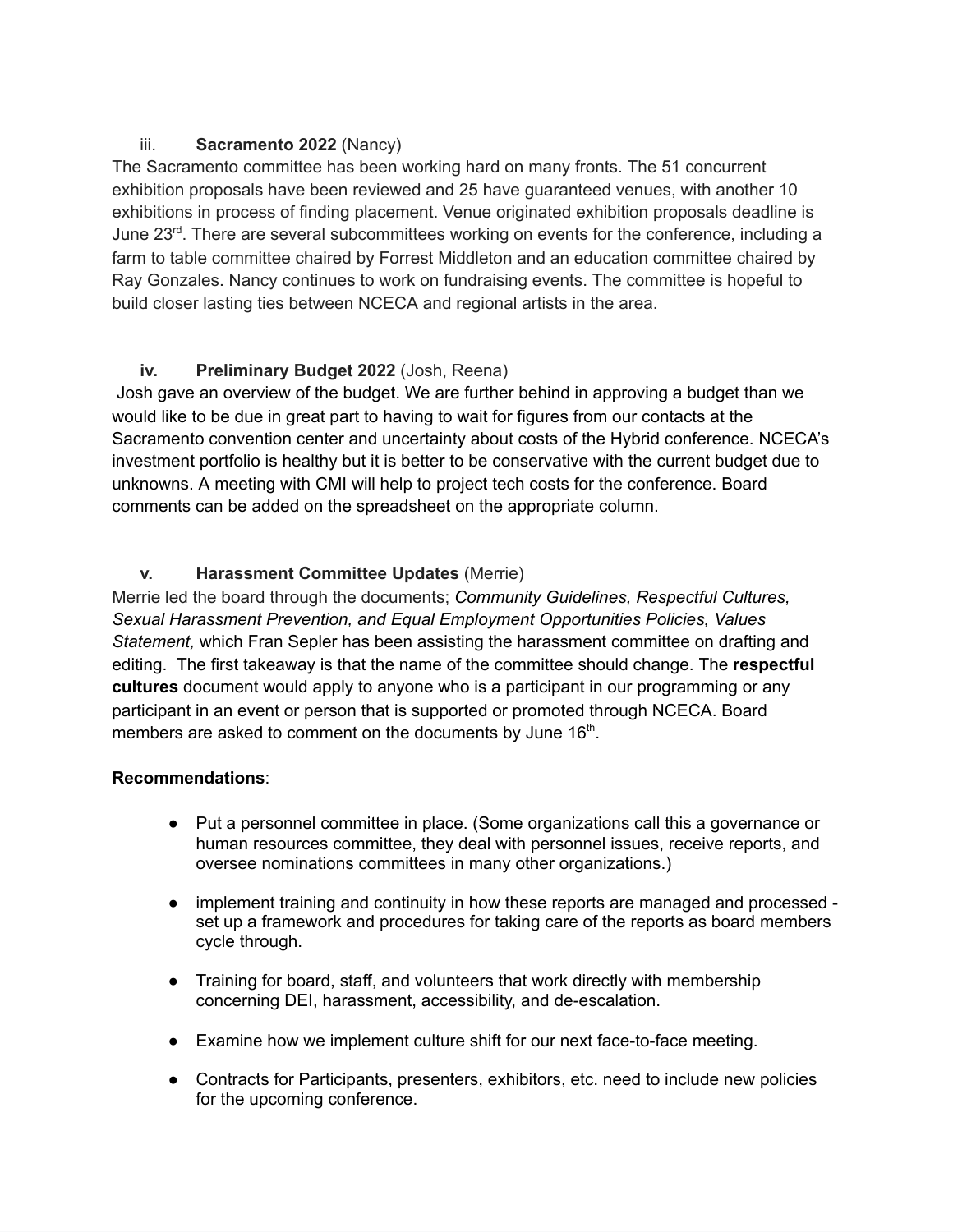iii. **Sacramento 2022** (Nancy)

The Sacramento committee has been working hard on many fronts. The 51 concurrent exhibition proposals have been reviewed and 25 have guaranteed venues, with another 10 exhibitions in process of finding placement. Venue originated exhibition proposals deadline is June 23rd. There are several subcommittees working on events for the conference, including a farm to table committee chaired by Forrest Middleton and an education committee chaired by Ray Gonzales. Nancy continues to work on fundraising events. The committee is hopeful to build closer lasting ties between NCECA and regional artists in the area.

**iv. Preliminary Budget 2022** (Josh, Reena)

Josh gave an overview of the budget. We are further behind in approving a budget than we would like to be due in great part to having to wait for figures from our contacts at the Sacramento convention center and uncertainty about costs of the Hybrid conference. NCECA's investment portfolio is healthy but it is better to be conservative with the current budget due to unknowns. A meeting with CMI will help to project tech costs for the conference. Board comments can be added on the spreadsheet on the appropriate column.

**v. Harassment Committee Updates** (Merrie)

Merrie led the board through the documents; *Community Guidelines, Respectful Cultures, Sexual Harassment Prevention, and Equal Employment Opportunities Policies, Values Statement,* which Fran Sepler has been assisting the harassment committee on drafting and editing. The first takeaway is that the name of the committee should change. The **respectful cultures** document would apply to anyone who is a participant in our programming or any participant in an event or person that is supported or promoted through NCECA. Board members are asked to comment on the documents by June 16th.

**Recommendations**:

- Put a personnel committee in place. (Some organizations call this a governance or human resources committee, they deal with personnel issues, receive reports, and oversee nominations committees in many other organizations.)
- implement training and continuity in how these reports are managed and processed - set up a framework and procedures for taking care of the reports as board members cycle through.
- Training for board, staff, and volunteers that work directly with membership concerning DEI, harassment, accessibility, and de-escalation.
- Examine how we implement culture shift for our next face-to-face meeting.
- Contracts for Participants, presenters, exhibitors, etc. need to include new policies for the upcoming conference.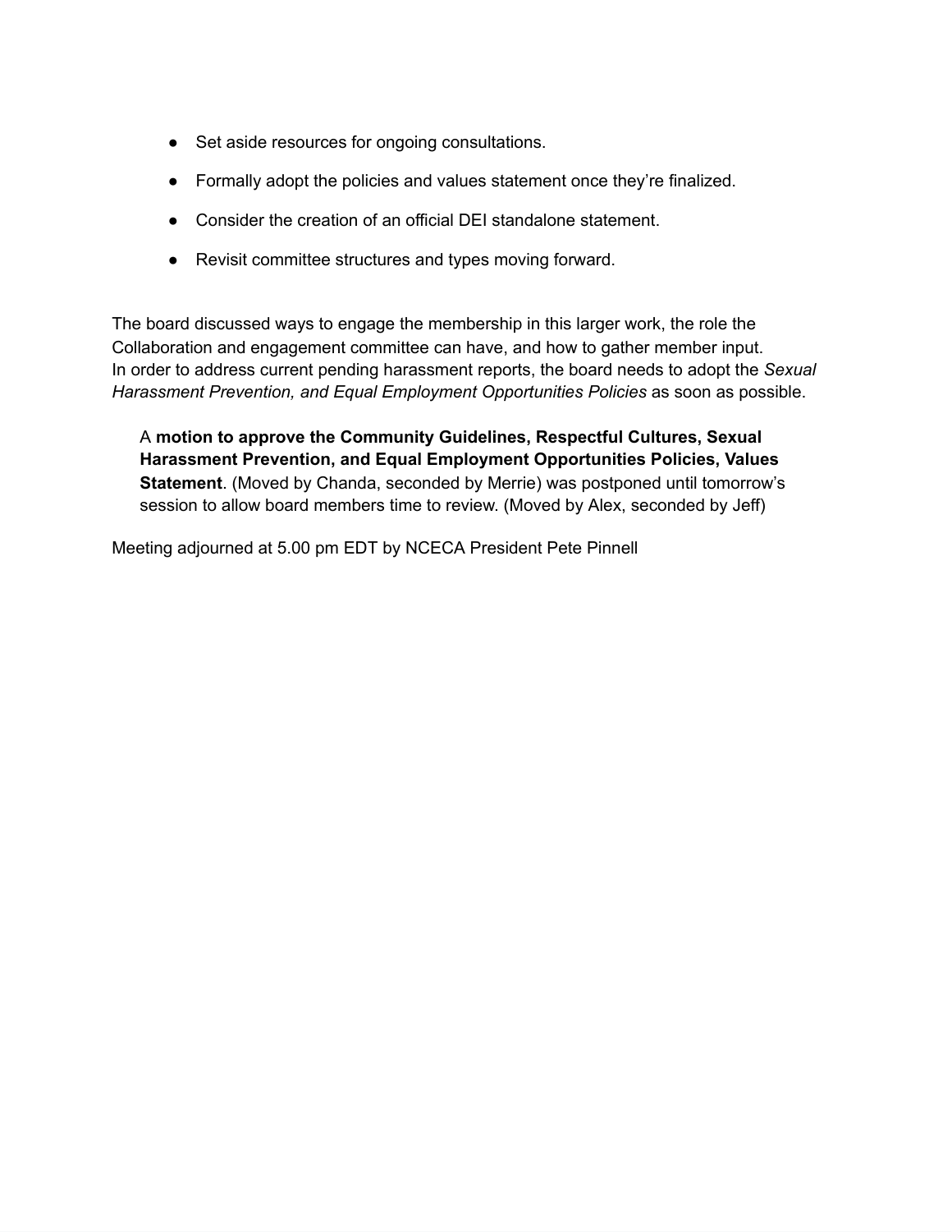- Set aside resources for ongoing consultations.
- Formally adopt the policies and values statement once they're finalized.
- Consider the creation of an official DEI standalone statement.
- Revisit committee structures and types moving forward.

The board discussed ways to engage the membership in this larger work, the role the Collaboration and engagement committee can have, and how to gather member input. In order to address current pending harassment reports, the board needs to adopt the *Sexual Harassment Prevention, and Equal Employment Opportunities Policies* as soon as possible.

> A **motion to approve the Community Guidelines, Respectful Cultures, Sexual Harassment Prevention, and Equal Employment Opportunities Policies, Values Statement**. (Moved by Chanda, seconded by Merrie) was postponed until tomorrow's session to allow board members time to review. (Moved by Alex, seconded by Jeff)

Meeting adjourned at 5.00 pm EDT by NCECA President Pete Pinnell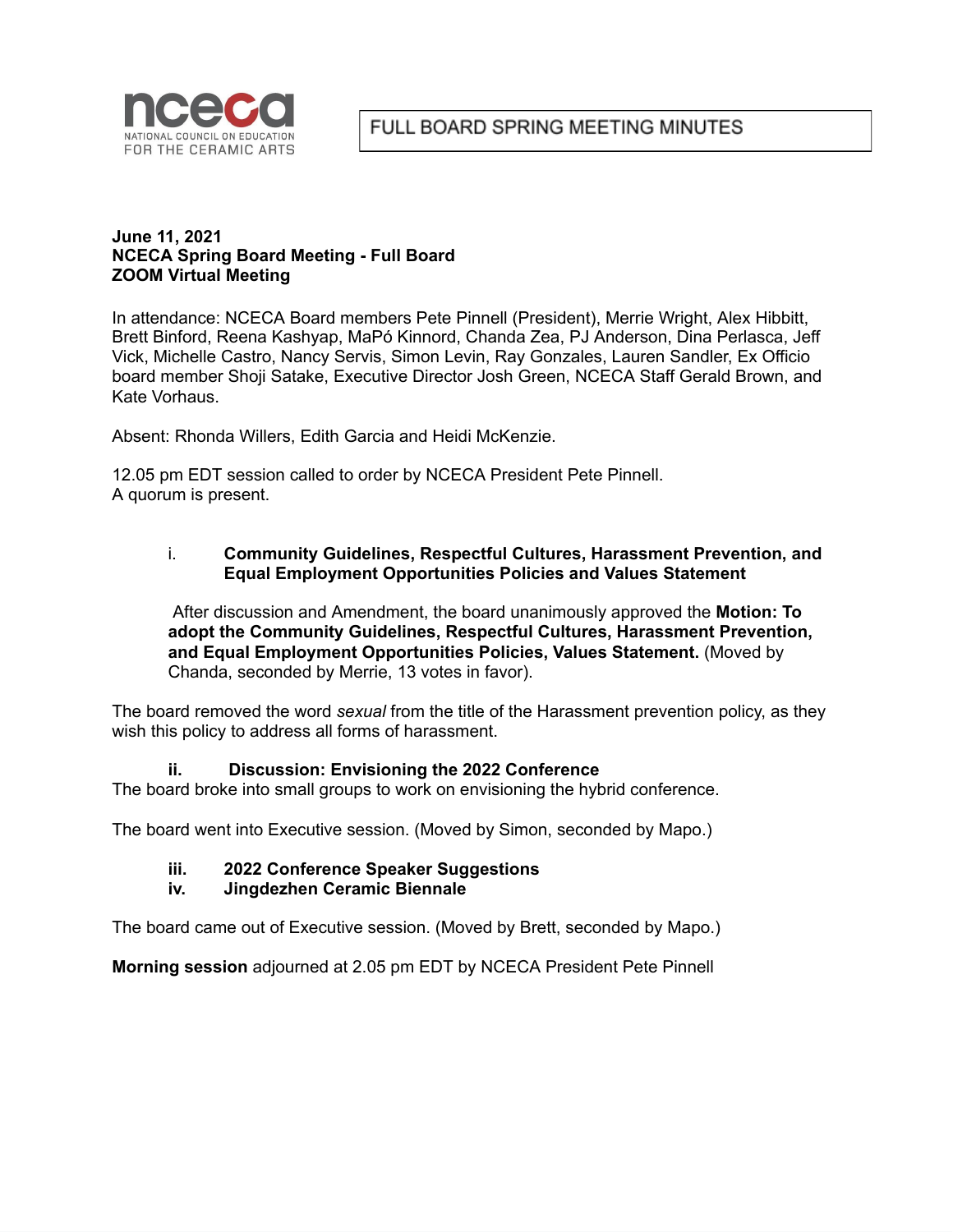**FULL BOARD SPRING MEETING MINUTES**

**June 11, 2021**
**NCECA Spring Board Meeting - Full Board**
**ZOOM Virtual Meeting**

In attendance: NCECA Board members Pete Pinnell (President), Merrie Wright, Alex Hibbitt, Brett Binford, Reena Kashyap, MaPó Kinnord, Chanda Zea, PJ Anderson, Dina Perlasca, Jeff Vick, Michelle Castro, Nancy Servis, Simon Levin, Ray Gonzales, Lauren Sandler, Ex Officio board member Shoji Satake, Executive Director Josh Green, NCECA Staff Gerald Brown, and Kate Vorhaus.

Absent: Rhonda Willers, Edith Garcia and Heidi McKenzie.

12.05 pm EDT session called to order by NCECA President Pete Pinnell.
A quorum is present.

i. **Community Guidelines, Respectful Cultures, Harassment Prevention, and Equal Employment Opportunities Policies and Values Statement**

After discussion and Amendment, the board unanimously approved the **Motion: To adopt the Community Guidelines, Respectful Cultures, Harassment Prevention, and Equal Employment Opportunities Policies, Values Statement.** (Moved by Chanda, seconded by Merrie, 13 votes in favor).

The board removed the word *sexual* from the title of the Harassment prevention policy, as they wish this policy to address all forms of harassment.

ii. **Discussion: Envisioning the 2022 Conference**

The board broke into small groups to work on envisioning the hybrid conference.

The board went into Executive session. (Moved by Simon, seconded by Mapo.)

iii. **2022 Conference Speaker Suggestions**

iv. **Jingdezhen Ceramic Biennale**

The board came out of Executive session. (Moved by Brett, seconded by Mapo.)

**Morning session** adjourned at 2.05 pm EDT by NCECA President Pete Pinnell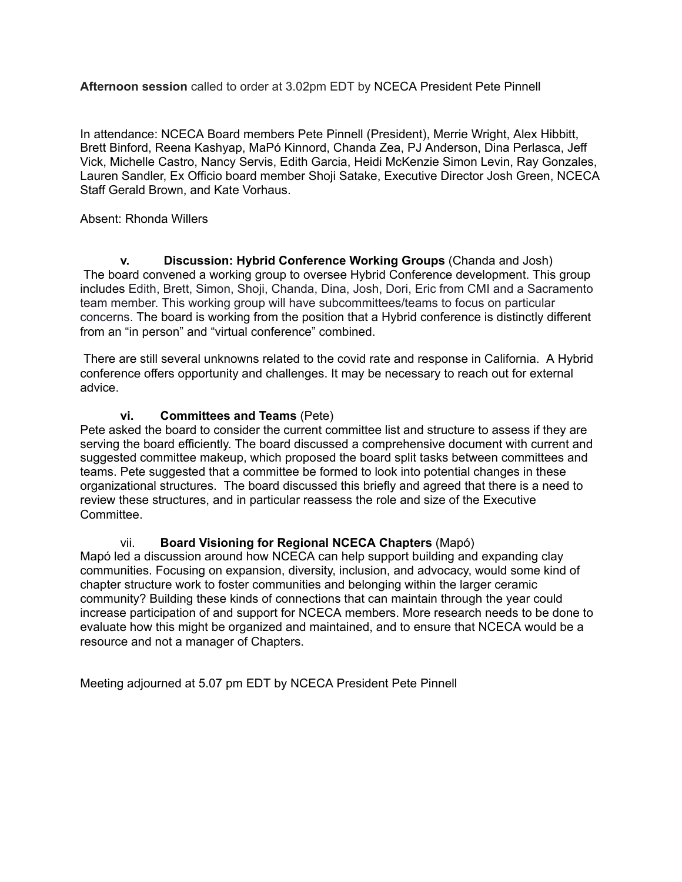**Afternoon session** called to order at 3.02pm EDT by NCECA President Pete Pinnell

In attendance: NCECA Board members Pete Pinnell (President), Merrie Wright, Alex Hibbitt, Brett Binford, Reena Kashyap, MaPó Kinnord, Chanda Zea, PJ Anderson, Dina Perlasca, Jeff Vick, Michelle Castro, Nancy Servis, Edith Garcia, Heidi McKenzie Simon Levin, Ray Gonzales, Lauren Sandler, Ex Officio board member Shoji Satake, Executive Director Josh Green, NCECA Staff Gerald Brown, and Kate Vorhaus.

Absent: Rhonda Willers

**v. Discussion: Hybrid Conference Working Groups** (Chanda and Josh)

The board convened a working group to oversee Hybrid Conference development. This group includes Edith, Brett, Simon, Shoji, Chanda, Dina, Josh, Dori, Eric from CMI and a Sacramento team member. This working group will have subcommittees/teams to focus on particular concerns. The board is working from the position that a Hybrid conference is distinctly different from an "in person" and "virtual conference" combined.

There are still several unknowns related to the covid rate and response in California. A Hybrid conference offers opportunity and challenges. It may be necessary to reach out for external advice.

**vi. Committees and Teams** (Pete)

Pete asked the board to consider the current committee list and structure to assess if they are serving the board efficiently. The board discussed a comprehensive document with current and suggested committee makeup, which proposed the board split tasks between committees and teams. Pete suggested that a committee be formed to look into potential changes in these organizational structures. The board discussed this briefly and agreed that there is a need to review these structures, and in particular reassess the role and size of the Executive Committee.

vii. **Board Visioning for Regional NCECA Chapters** (Mapó)

Mapó led a discussion around how NCECA can help support building and expanding clay communities. Focusing on expansion, diversity, inclusion, and advocacy, would some kind of chapter structure work to foster communities and belonging within the larger ceramic community? Building these kinds of connections that can maintain through the year could increase participation of and support for NCECA members. More research needs to be done to evaluate how this might be organized and maintained, and to ensure that NCECA would be a resource and not a manager of Chapters.

Meeting adjourned at 5.07 pm EDT by NCECA President Pete Pinnell